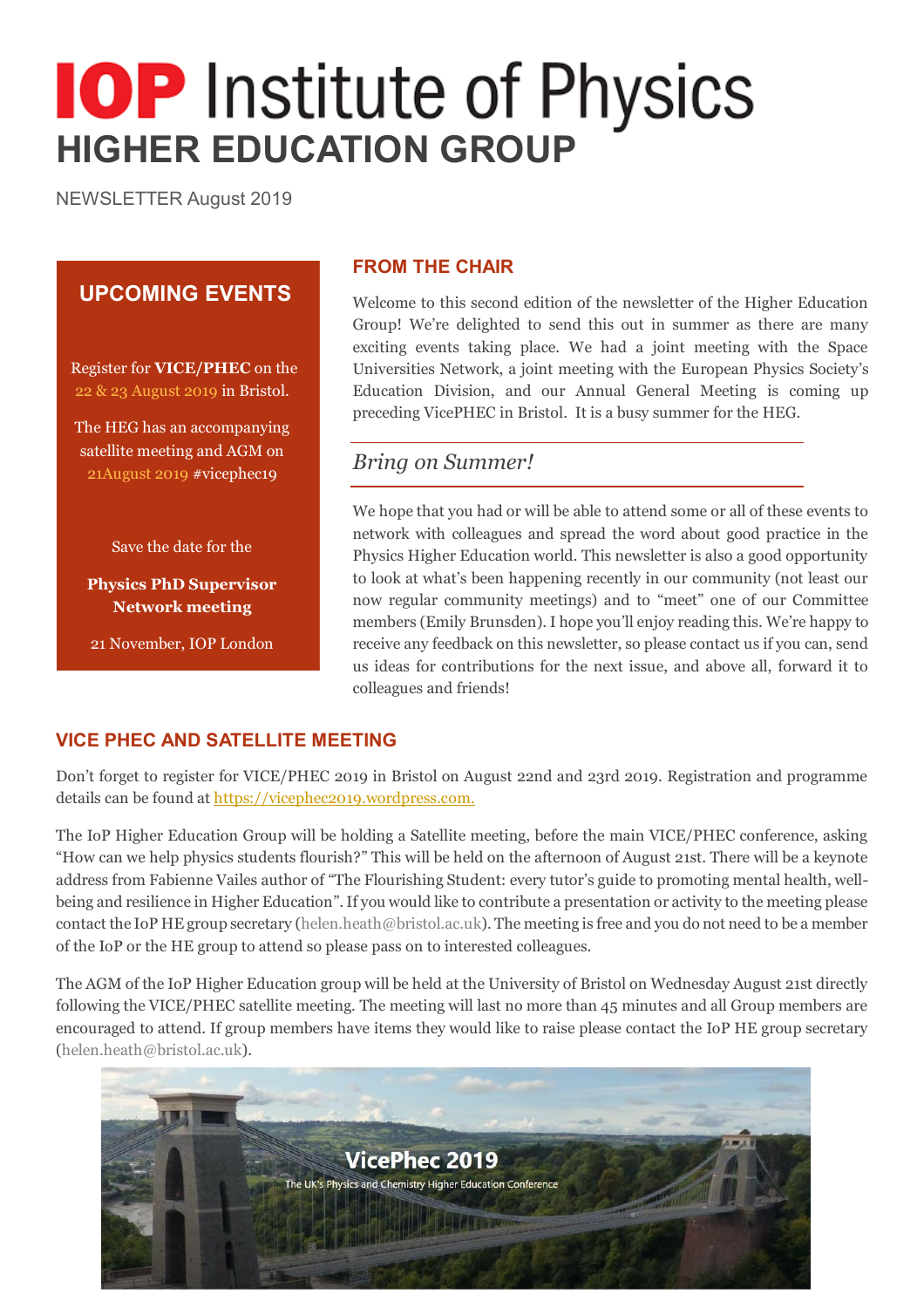# IOP Institute of Physics
# HIGHER EDUCATION GROUP

NEWSLETTER August 2019

## UPCOMING EVENTS

Register for **VICE/PHEC** on the 22 & 23 August 2019 in Bristol.

The HEG has an accompanying satellite meeting and AGM on 21August 2019 #vicephec19

Save the date for the

**Physics PhD Supervisor Network meeting**

21 November, IOP London

## FROM THE CHAIR

Welcome to this second edition of the newsletter of the Higher Education Group! We're delighted to send this out in summer as there are many exciting events taking place. We had a joint meeting with the Space Universities Network, a joint meeting with the European Physics Society's Education Division, and our Annual General Meeting is coming up preceding VicePHEC in Bristol. It is a busy summer for the HEG.

### *Bring on Summer!*

We hope that you had or will be able to attend some or all of these events to network with colleagues and spread the word about good practice in the Physics Higher Education world. This newsletter is also a good opportunity to look at what's been happening recently in our community (not least our now regular community meetings) and to "meet" one of our Committee members (Emily Brunsden). I hope you'll enjoy reading this. We're happy to receive any feedback on this newsletter, so please contact us if you can, send us ideas for contributions for the next issue, and above all, forward it to colleagues and friends!

## VICE PHEC AND SATELLITE MEETING

Don't forget to register for VICE/PHEC 2019 in Bristol on August 22nd and 23rd 2019. Registration and programme details can be found at https://vicephec2019.wordpress.com.

The IoP Higher Education Group will be holding a Satellite meeting, before the main VICE/PHEC conference, asking "How can we help physics students flourish?" This will be held on the afternoon of August 21st. There will be a keynote address from Fabienne Vailes author of "The Flourishing Student: every tutor's guide to promoting mental health, well-being and resilience in Higher Education". If you would like to contribute a presentation or activity to the meeting please contact the IoP HE group secretary (helen.heath@bristol.ac.uk). The meeting is free and you do not need to be a member of the IoP or the HE group to attend so please pass on to interested colleagues.

The AGM of the IoP Higher Education group will be held at the University of Bristol on Wednesday August 21st directly following the VICE/PHEC satellite meeting. The meeting will last no more than 45 minutes and all Group members are encouraged to attend. If group members have items they would like to raise please contact the IoP HE group secretary (helen.heath@bristol.ac.uk).

VicePhec 2019

The UK's Physics and Chemistry Higher Education Conference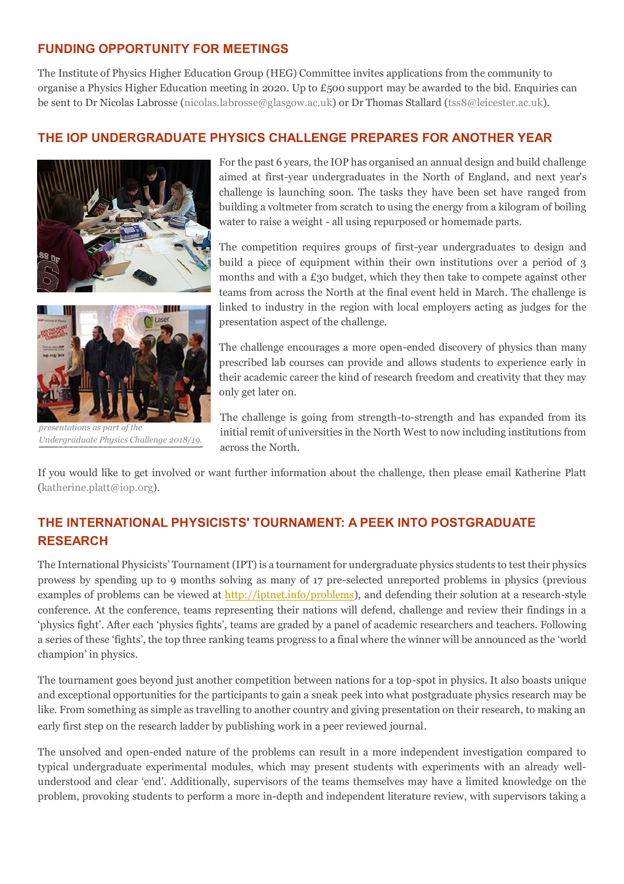## FUNDING OPPORTUNITY FOR MEETINGS

The Institute of Physics Higher Education Group (HEG) Committee invites applications from the community to organise a Physics Higher Education meeting in 2020. Up to £500 support may be awarded to the bid. Enquiries can be sent to Dr Nicolas Labrosse (nicolas.labrosse@glasgow.ac.uk) or Dr Thomas Stallard (tss8@leicester.ac.uk).

## THE IOP UNDERGRADUATE PHYSICS CHALLENGE PREPARES FOR ANOTHER YEAR

For the past 6 years, the IOP has organised an annual design and build challenge aimed at first-year undergraduates in the North of England, and next year's challenge is launching soon. The tasks they have been set have ranged from building a voltmeter from scratch to using the energy from a kilogram of boiling water to raise a weight - all using repurposed or homemade parts.

The competition requires groups of first-year undergraduates to design and build a piece of equipment within their own institutions over a period of 3 months and with a £30 budget, which they then take to compete against other teams from across the North at the final event held in March. The challenge is linked to industry in the region with local employers acting as judges for the presentation aspect of the challenge.

The challenge encourages a more open-ended discovery of physics than many prescribed lab courses can provide and allows students to experience early in their academic career the kind of research freedom and creativity that they may only get later on.

*presentations as part of the Undergraduate Physics Challenge 2018/19.*

The challenge is going from strength-to-strength and has expanded from its initial remit of universities in the North West to now including institutions from across the North.

If you would like to get involved or want further information about the challenge, then please email Katherine Platt (katherine.platt@iop.org).

## THE INTERNATIONAL PHYSICISTS' TOURNAMENT: A PEEK INTO POSTGRADUATE RESEARCH

The International Physicists' Tournament (IPT) is a tournament for undergraduate physics students to test their physics prowess by spending up to 9 months solving as many of 17 pre-selected unreported problems in physics (previous examples of problems can be viewed at [http://iptnet.info/problems](http://iptnet.info/problems)), and defending their solution at a research-style conference. At the conference, teams representing their nations will defend, challenge and review their findings in a 'physics fight'. After each 'physics fights', teams are graded by a panel of academic researchers and teachers. Following a series of these 'fights', the top three ranking teams progress to a final where the winner will be announced as the 'world champion' in physics.

The tournament goes beyond just another competition between nations for a top-spot in physics. It also boasts unique and exceptional opportunities for the participants to gain a sneak peek into what postgraduate physics research may be like. From something as simple as travelling to another country and giving presentation on their research, to making an early first step on the research ladder by publishing work in a peer reviewed journal.

The unsolved and open-ended nature of the problems can result in a more independent investigation compared to typical undergraduate experimental modules, which may present students with experiments with an already well-understood and clear 'end'. Additionally, supervisors of the teams themselves may have a limited knowledge on the problem, provoking students to perform a more in-depth and independent literature review, with supervisors taking a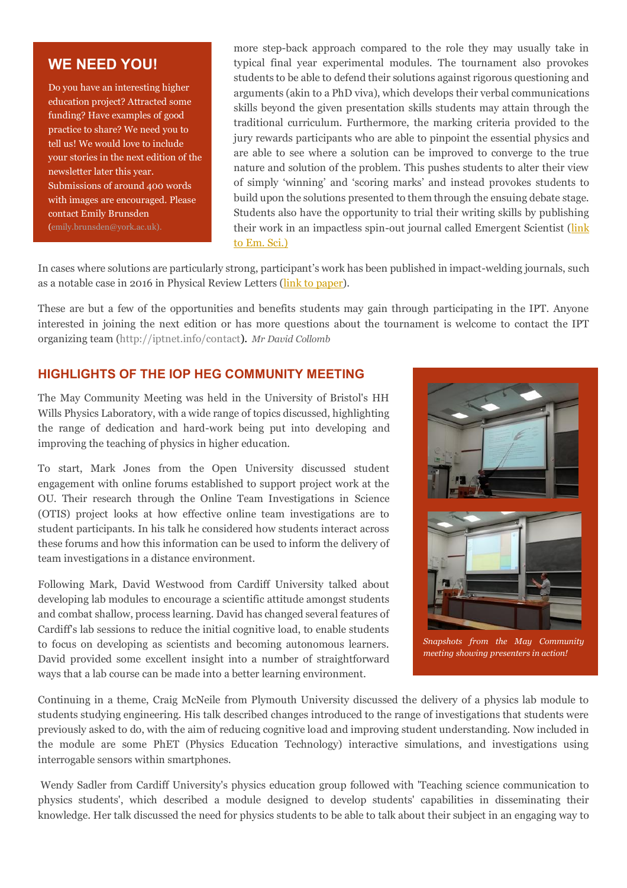## WE NEED YOU!

Do you have an interesting higher education project? Attracted some funding? Have examples of good practice to share? We need you to tell us! We would love to include your stories in the next edition of the newsletter later this year. Submissions of around 400 words with images are encouraged. Please contact Emily Brunsden (emily.brunsden@york.ac.uk).

more step-back approach compared to the role they may usually take in typical final year experimental modules. The tournament also provokes students to be able to defend their solutions against rigorous questioning and arguments (akin to a PhD viva), which develops their verbal communications skills beyond the given presentation skills students may attain through the traditional curriculum. Furthermore, the marking criteria provided to the jury rewards participants who are able to pinpoint the essential physics and are able to see where a solution can be improved to converge to the true nature and solution of the problem. This pushes students to alter their view of simply 'winning' and 'scoring marks' and instead provokes students to build upon the solutions presented to them through the ensuing debate stage. Students also have the opportunity to trial their writing skills by publishing their work in an impactless spin-out journal called Emergent Scientist (link to Em. Sci.)

In cases where solutions are particularly strong, participant's work has been published in impact-welding journals, such as a notable case in 2016 in Physical Review Letters (link to paper).

These are but a few of the opportunities and benefits students may gain through participating in the IPT. Anyone interested in joining the next edition or has more questions about the tournament is welcome to contact the IPT organizing team (http://iptnet.info/contact). *Mr David Collomb*

## HIGHLIGHTS OF THE IOP HEG COMMUNITY MEETING

The May Community Meeting was held in the University of Bristol's HH Wills Physics Laboratory, with a wide range of topics discussed, highlighting the range of dedication and hard-work being put into developing and improving the teaching of physics in higher education.

To start, Mark Jones from the Open University discussed student engagement with online forums established to support project work at the OU. Their research through the Online Team Investigations in Science (OTIS) project looks at how effective online team investigations are to student participants. In his talk he considered how students interact across these forums and how this information can be used to inform the delivery of team investigations in a distance environment.

Following Mark, David Westwood from Cardiff University talked about developing lab modules to encourage a scientific attitude amongst students and combat shallow, process learning. David has changed several features of Cardiff's lab sessions to reduce the initial cognitive load, to enable students to focus on developing as scientists and becoming autonomous learners. David provided some excellent insight into a number of straightforward ways that a lab course can be made into a better learning environment.

*Snapshots from the May Community meeting showing presenters in action!*

Continuing in a theme, Craig McNeile from Plymouth University discussed the delivery of a physics lab module to students studying engineering. His talk described changes introduced to the range of investigations that students were previously asked to do, with the aim of reducing cognitive load and improving student understanding. Now included in the module are some PhET (Physics Education Technology) interactive simulations, and investigations using interrogable sensors within smartphones.

Wendy Sadler from Cardiff University's physics education group followed with 'Teaching science communication to physics students', which described a module designed to develop students' capabilities in disseminating their knowledge. Her talk discussed the need for physics students to be able to talk about their subject in an engaging way to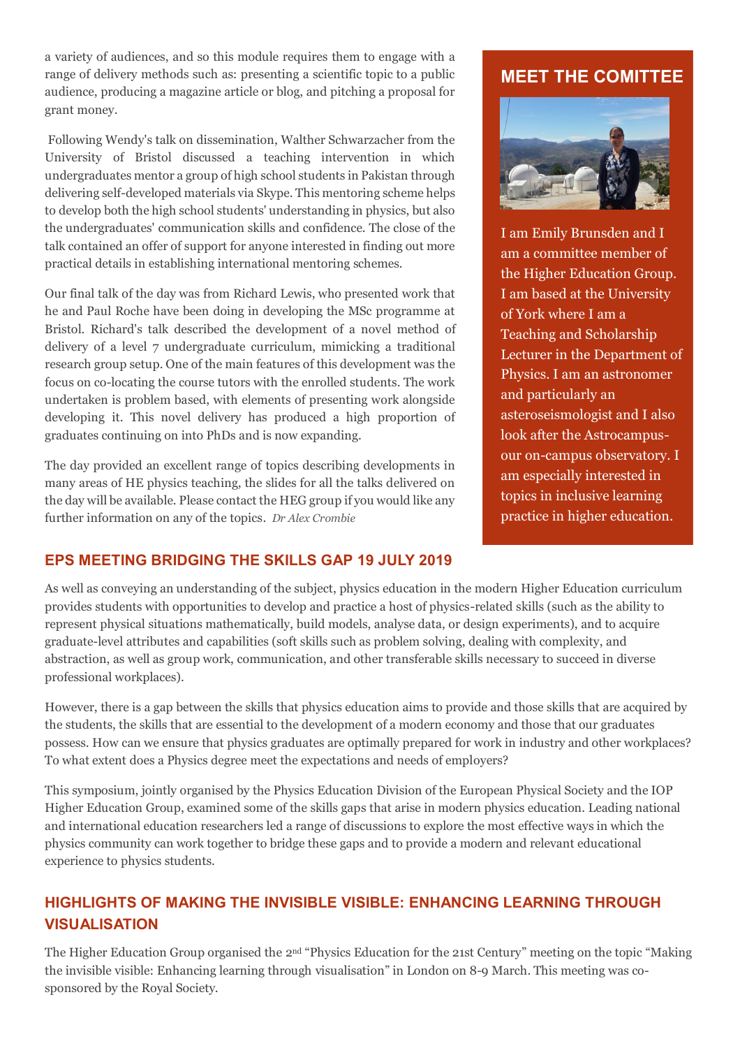a variety of audiences, and so this module requires them to engage with a range of delivery methods such as: presenting a scientific topic to a public audience, producing a magazine article or blog, and pitching a proposal for grant money.

Following Wendy's talk on dissemination, Walther Schwarzacher from the University of Bristol discussed a teaching intervention in which undergraduates mentor a group of high school students in Pakistan through delivering self-developed materials via Skype. This mentoring scheme helps to develop both the high school students' understanding in physics, but also the undergraduates' communication skills and confidence. The close of the talk contained an offer of support for anyone interested in finding out more practical details in establishing international mentoring schemes.

Our final talk of the day was from Richard Lewis, who presented work that he and Paul Roche have been doing in developing the MSc programme at Bristol. Richard's talk described the development of a novel method of delivery of a level 7 undergraduate curriculum, mimicking a traditional research group setup. One of the main features of this development was the focus on co-locating the course tutors with the enrolled students. The work undertaken is problem based, with elements of presenting work alongside developing it. This novel delivery has produced a high proportion of graduates continuing on into PhDs and is now expanding.

The day provided an excellent range of topics describing developments in many areas of HE physics teaching, the slides for all the talks delivered on the day will be available. Please contact the HEG group if you would like any further information on any of the topics. *Dr Alex Crombie*

## MEET THE COMITTEE

I am Emily Brunsden and I am a committee member of the Higher Education Group. I am based at the University of York where I am a Teaching and Scholarship Lecturer in the Department of Physics. I am an astronomer and particularly an asteroseismologist and I also look after the Astrocampus- our on-campus observatory. I am especially interested in topics in inclusive learning practice in higher education.

## EPS MEETING BRIDGING THE SKILLS GAP 19 JULY 2019

As well as conveying an understanding of the subject, physics education in the modern Higher Education curriculum provides students with opportunities to develop and practice a host of physics-related skills (such as the ability to represent physical situations mathematically, build models, analyse data, or design experiments), and to acquire graduate-level attributes and capabilities (soft skills such as problem solving, dealing with complexity, and abstraction, as well as group work, communication, and other transferable skills necessary to succeed in diverse professional workplaces).

However, there is a gap between the skills that physics education aims to provide and those skills that are acquired by the students, the skills that are essential to the development of a modern economy and those that our graduates possess. How can we ensure that physics graduates are optimally prepared for work in industry and other workplaces? To what extent does a Physics degree meet the expectations and needs of employers?

This symposium, jointly organised by the Physics Education Division of the European Physical Society and the IOP Higher Education Group, examined some of the skills gaps that arise in modern physics education. Leading national and international education researchers led a range of discussions to explore the most effective ways in which the physics community can work together to bridge these gaps and to provide a modern and relevant educational experience to physics students.

## HIGHLIGHTS OF MAKING THE INVISIBLE VISIBLE: ENHANCING LEARNING THROUGH VISUALISATION

The Higher Education Group organised the 2nd "Physics Education for the 21st Century" meeting on the topic "Making the invisible visible: Enhancing learning through visualisation" in London on 8-9 March. This meeting was co-sponsored by the Royal Society.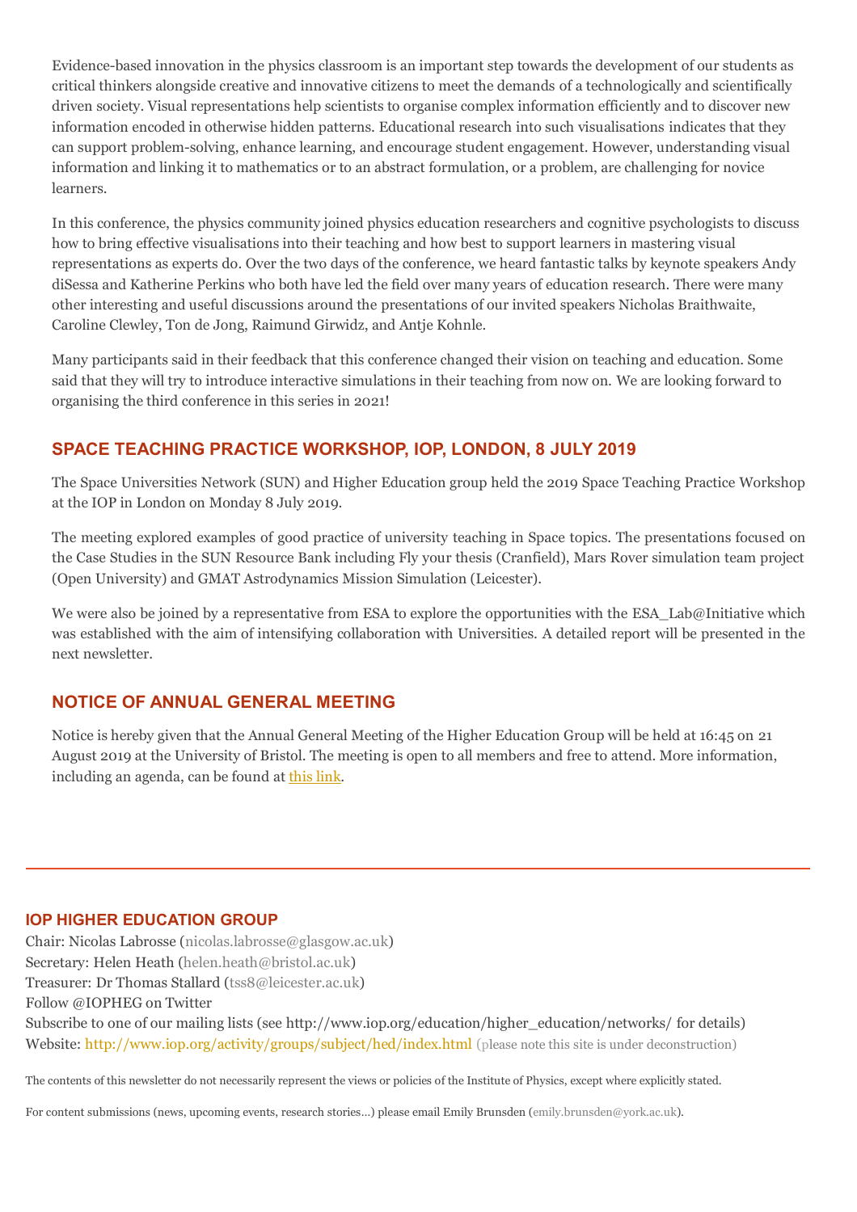Evidence-based innovation in the physics classroom is an important step towards the development of our students as critical thinkers alongside creative and innovative citizens to meet the demands of a technologically and scientifically driven society. Visual representations help scientists to organise complex information efficiently and to discover new information encoded in otherwise hidden patterns. Educational research into such visualisations indicates that they can support problem-solving, enhance learning, and encourage student engagement. However, understanding visual information and linking it to mathematics or to an abstract formulation, or a problem, are challenging for novice learners.

In this conference, the physics community joined physics education researchers and cognitive psychologists to discuss how to bring effective visualisations into their teaching and how best to support learners in mastering visual representations as experts do. Over the two days of the conference, we heard fantastic talks by keynote speakers Andy diSessa and Katherine Perkins who both have led the field over many years of education research. There were many other interesting and useful discussions around the presentations of our invited speakers Nicholas Braithwaite, Caroline Clewley, Ton de Jong, Raimund Girwidz, and Antje Kohnle.

Many participants said in their feedback that this conference changed their vision on teaching and education. Some said that they will try to introduce interactive simulations in their teaching from now on. We are looking forward to organising the third conference in this series in 2021!

## SPACE TEACHING PRACTICE WORKSHOP, IOP, LONDON, 8 JULY 2019

The Space Universities Network (SUN) and Higher Education group held the 2019 Space Teaching Practice Workshop at the IOP in London on Monday 8 July 2019.

The meeting explored examples of good practice of university teaching in Space topics. The presentations focused on the Case Studies in the SUN Resource Bank including Fly your thesis (Cranfield), Mars Rover simulation team project (Open University) and GMAT Astrodynamics Mission Simulation (Leicester).

We were also be joined by a representative from ESA to explore the opportunities with the ESA_Lab@Initiative which was established with the aim of intensifying collaboration with Universities. A detailed report will be presented in the next newsletter.

## NOTICE OF ANNUAL GENERAL MEETING

Notice is hereby given that the Annual General Meeting of the Higher Education Group will be held at 16:45 on 21 August 2019 at the University of Bristol. The meeting is open to all members and free to attend. More information, including an agenda, can be found at this link.

---

### IOP HIGHER EDUCATION GROUP

Chair: Nicolas Labrosse (nicolas.labrosse@glasgow.ac.uk)
Secretary: Helen Heath (helen.heath@bristol.ac.uk)
Treasurer: Dr Thomas Stallard (tss8@leicester.ac.uk)
Follow @IOPHEG on Twitter
Subscribe to one of our mailing lists (see http://www.iop.org/education/higher_education/networks/ for details)
Website: http://www.iop.org/activity/groups/subject/hed/index.html (please note this site is under deconstruction)

The contents of this newsletter do not necessarily represent the views or policies of the Institute of Physics, except where explicitly stated.

For content submissions (news, upcoming events, research stories…) please email Emily Brunsden (emily.brunsden@york.ac.uk).